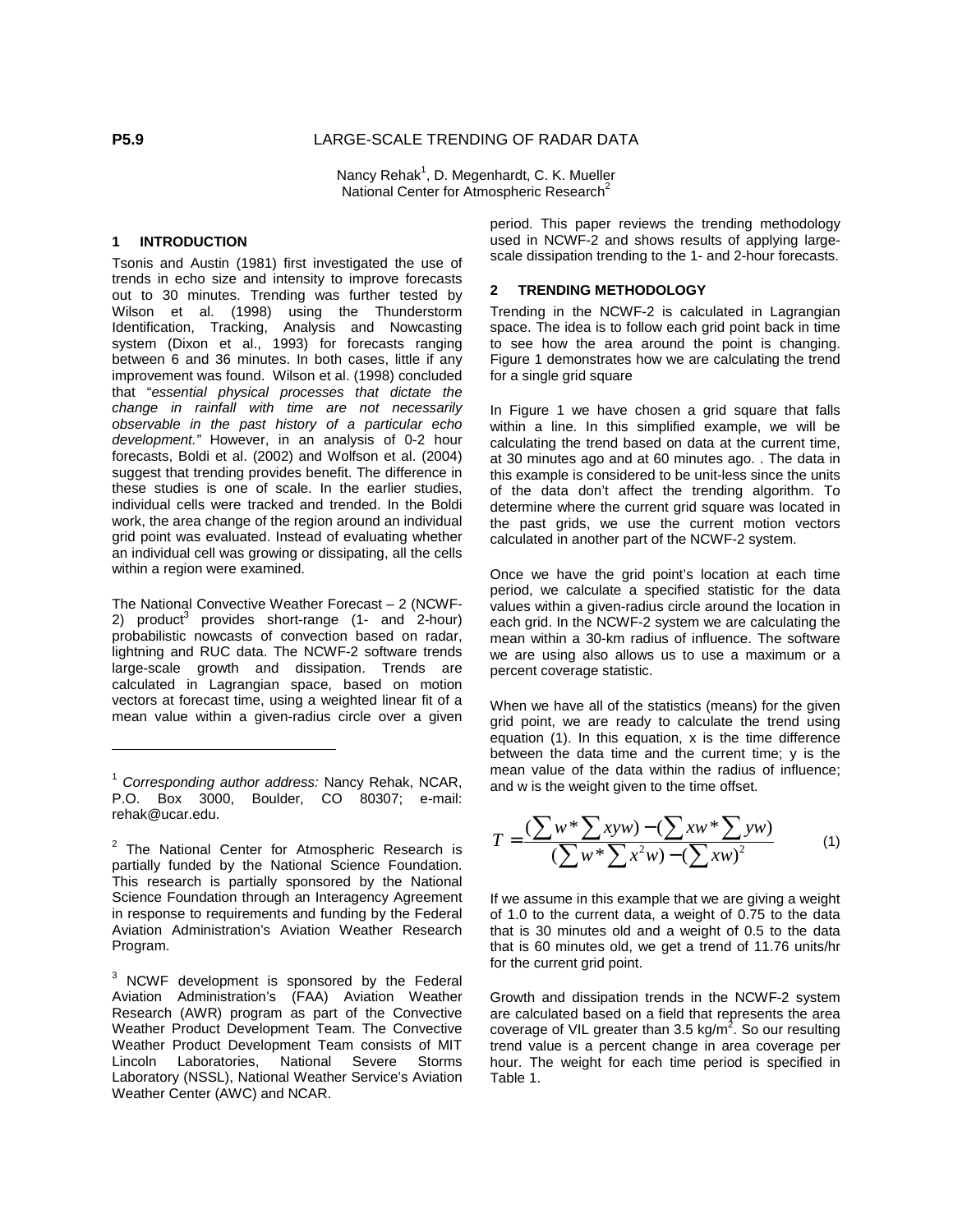**P5.9**

# LARGE-SCALE TRENDING OF RADAR DATA

Nancy Rehak[1], D. Megenhardt, C. K. Mueller
National Center for Atmospheric Research[2]

## 1 INTRODUCTION

Tsonis and Austin (1981) first investigated the use of trends in echo size and intensity to improve forecasts out to 30 minutes. Trending was further tested by Wilson et al. (1998) using the Thunderstorm Identification, Tracking, Analysis and Nowcasting system (Dixon et al., 1993) for forecasts ranging between 6 and 36 minutes. In both cases, little if any improvement was found. Wilson et al. (1998) concluded that "*essential physical processes that dictate the change in rainfall with time are not necessarily observable in the past history of a particular echo development.*" However, in an analysis of 0-2 hour forecasts, Boldi et al. (2002) and Wolfson et al. (2004) suggest that trending provides benefit. The difference in these studies is one of scale. In the earlier studies, individual cells were tracked and trended. In the Boldi work, the area change of the region around an individual grid point was evaluated. Instead of evaluating whether an individual cell was growing or dissipating, all the cells within a region were examined.

The National Convective Weather Forecast – 2 (NCWF-2) product[3] provides short-range (1- and 2-hour) probabilistic nowcasts of convection based on radar, lightning and RUC data. The NCWF-2 software trends large-scale growth and dissipation. Trends are calculated in Lagrangian space, based on motion vectors at forecast time, using a weighted linear fit of a mean value within a given-radius circle over a given period. This paper reviews the trending methodology used in NCWF-2 and shows results of applying large-scale dissipation trending to the 1- and 2-hour forecasts.

## 2 TRENDING METHODOLOGY

Trending in the NCWF-2 is calculated in Lagrangian space. The idea is to follow each grid point back in time to see how the area around the point is changing. Figure 1 demonstrates how we are calculating the trend for a single grid square

In Figure 1 we have chosen a grid square that falls within a line. In this simplified example, we will be calculating the trend based on data at the current time, at 30 minutes ago and at 60 minutes ago. . The data in this example is considered to be unit-less since the units of the data don't affect the trending algorithm. To determine where the current grid square was located in the past grids, we use the current motion vectors calculated in another part of the NCWF-2 system.

Once we have the grid point's location at each time period, we calculate a specified statistic for the data values within a given-radius circle around the location in each grid. In the NCWF-2 system we are calculating the mean within a 30-km radius of influence. The software we are using also allows us to use a maximum or a percent coverage statistic.

When we have all of the statistics (means) for the given grid point, we are ready to calculate the trend using equation (1). In this equation, x is the time difference between the data time and the current time; y is the mean value of the data within the radius of influence; and w is the weight given to the time offset.

$$T = \frac{(\sum w * \sum xyw) - (\sum xw * \sum yw)}{(\sum w * \sum x^2 w) - (\sum xw)^2} \qquad (1)$$

If we assume in this example that we are giving a weight of 1.0 to the current data, a weight of 0.75 to the data that is 30 minutes old and a weight of 0.5 to the data that is 60 minutes old, we get a trend of 11.76 units/hr for the current grid point.

Growth and dissipation trends in the NCWF-2 system are calculated based on a field that represents the area coverage of VIL greater than 3.5 kg/m$^2$. So our resulting trend value is a percent change in area coverage per hour. The weight for each time period is specified in Table 1.

---

[1] *Corresponding author address:* Nancy Rehak, NCAR, P.O. Box 3000, Boulder, CO 80307; e-mail: rehak@ucar.edu.

[2] The National Center for Atmospheric Research is partially funded by the National Science Foundation. This research is partially sponsored by the National Science Foundation through an Interagency Agreement in response to requirements and funding by the Federal Aviation Administration's Aviation Weather Research Program.

[3] NCWF development is sponsored by the Federal Aviation Administration's (FAA) Aviation Weather Research (AWR) program as part of the Convective Weather Product Development Team. The Convective Weather Product Development Team consists of MIT Lincoln Laboratories, National Severe Storms Laboratory (NSSL), National Weather Service's Aviation Weather Center (AWC) and NCAR.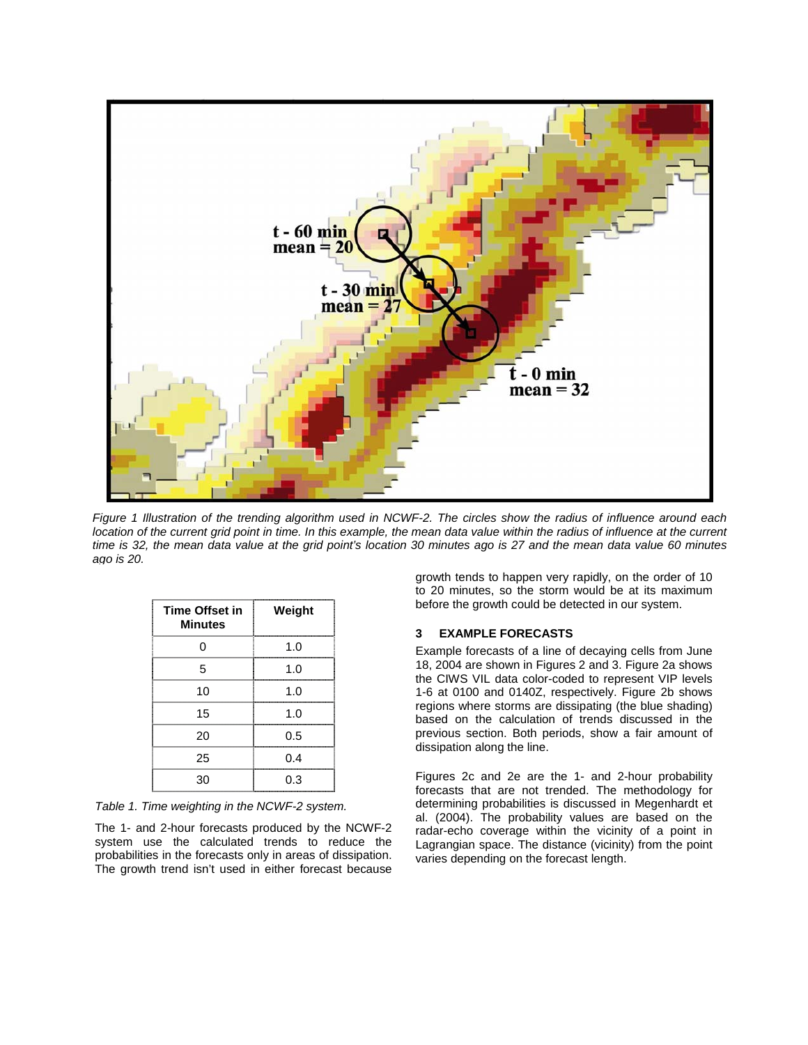*Figure 1 Illustration of the trending algorithm used in NCWF-2. The circles show the radius of influence around each location of the current grid point in time. In this example, the mean data value within the radius of influence at the current time is 32, the mean data value at the grid point's location 30 minutes ago is 27 and the mean data value 60 minutes ago is 20.*

| Time Offset in Minutes | Weight |
|---|---|
| 0 | 1.0 |
| 5 | 1.0 |
| 10 | 1.0 |
| 15 | 1.0 |
| 20 | 0.5 |
| 25 | 0.4 |
| 30 | 0.3 |

*Table 1. Time weighting in the NCWF-2 system.*

The 1- and 2-hour forecasts produced by the NCWF-2 system use the calculated trends to reduce the probabilities in the forecasts only in areas of dissipation. The growth trend isn't used in either forecast because growth tends to happen very rapidly, on the order of 10 to 20 minutes, so the storm would be at its maximum before the growth could be detected in our system.

## 3 EXAMPLE FORECASTS

Example forecasts of a line of decaying cells from June 18, 2004 are shown in Figures 2 and 3. Figure 2a shows the CIWS VIL data color-coded to represent VIP levels 1-6 at 0100 and 0140Z, respectively. Figure 2b shows regions where storms are dissipating (the blue shading) based on the calculation of trends discussed in the previous section. Both periods, show a fair amount of dissipation along the line.

Figures 2c and 2e are the 1- and 2-hour probability forecasts that are not trended. The methodology for determining probabilities is discussed in Megenhardt et al. (2004). The probability values are based on the radar-echo coverage within the vicinity of a point in Lagrangian space. The distance (vicinity) from the point varies depending on the forecast length.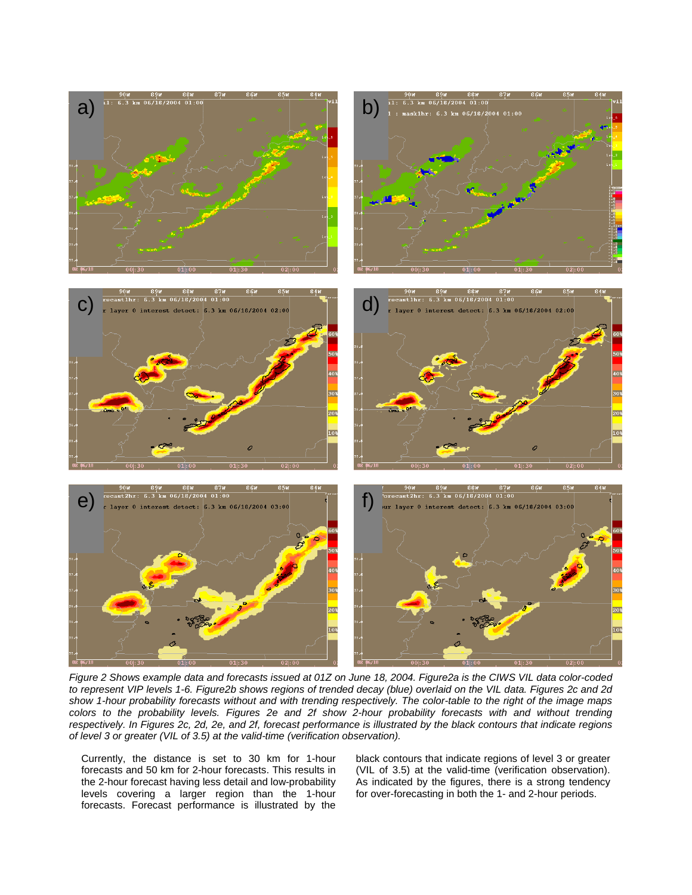*Figure 2 Shows example data and forecasts issued at 01Z on June 18, 2004. Figure2a is the CIWS VIL data color-coded to represent VIP levels 1-6. Figure2b shows regions of trended decay (blue) overlaid on the VIL data. Figures 2c and 2d show 1-hour probability forecasts without and with trending respectively. The color-table to the right of the image maps colors to the probability levels. Figures 2e and 2f show 2-hour probability forecasts with and without trending respectively. In Figures 2c, 2d, 2e, and 2f, forecast performance is illustrated by the black contours that indicate regions of level 3 or greater (VIL of 3.5) at the valid-time (verification observation).*

Currently, the distance is set to 30 km for 1-hour forecasts and 50 km for 2-hour forecasts. This results in the 2-hour forecast having less detail and low-probability levels covering a larger region than the 1-hour forecasts. Forecast performance is illustrated by the black contours that indicate regions of level 3 or greater (VIL of 3.5) at the valid-time (verification observation). As indicated by the figures, there is a strong tendency for over-forecasting in both the 1- and 2-hour periods.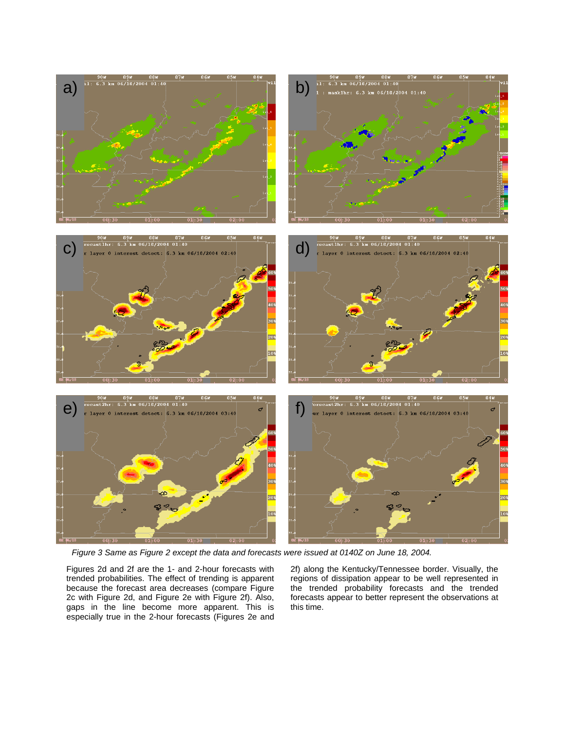*Figure 3 Same as Figure 2 except the data and forecasts were issued at 0140Z on June 18, 2004.*

Figures 2d and 2f are the 1- and 2-hour forecasts with trended probabilities. The effect of trending is apparent because the forecast area decreases (compare Figure 2c with Figure 2d, and Figure 2e with Figure 2f). Also, gaps in the line become more apparent. This is especially true in the 2-hour forecasts (Figures 2e and 2f) along the Kentucky/Tennessee border. Visually, the regions of dissipation appear to be well represented in the trended probability forecasts and the trended forecasts appear to better represent the observations at this time.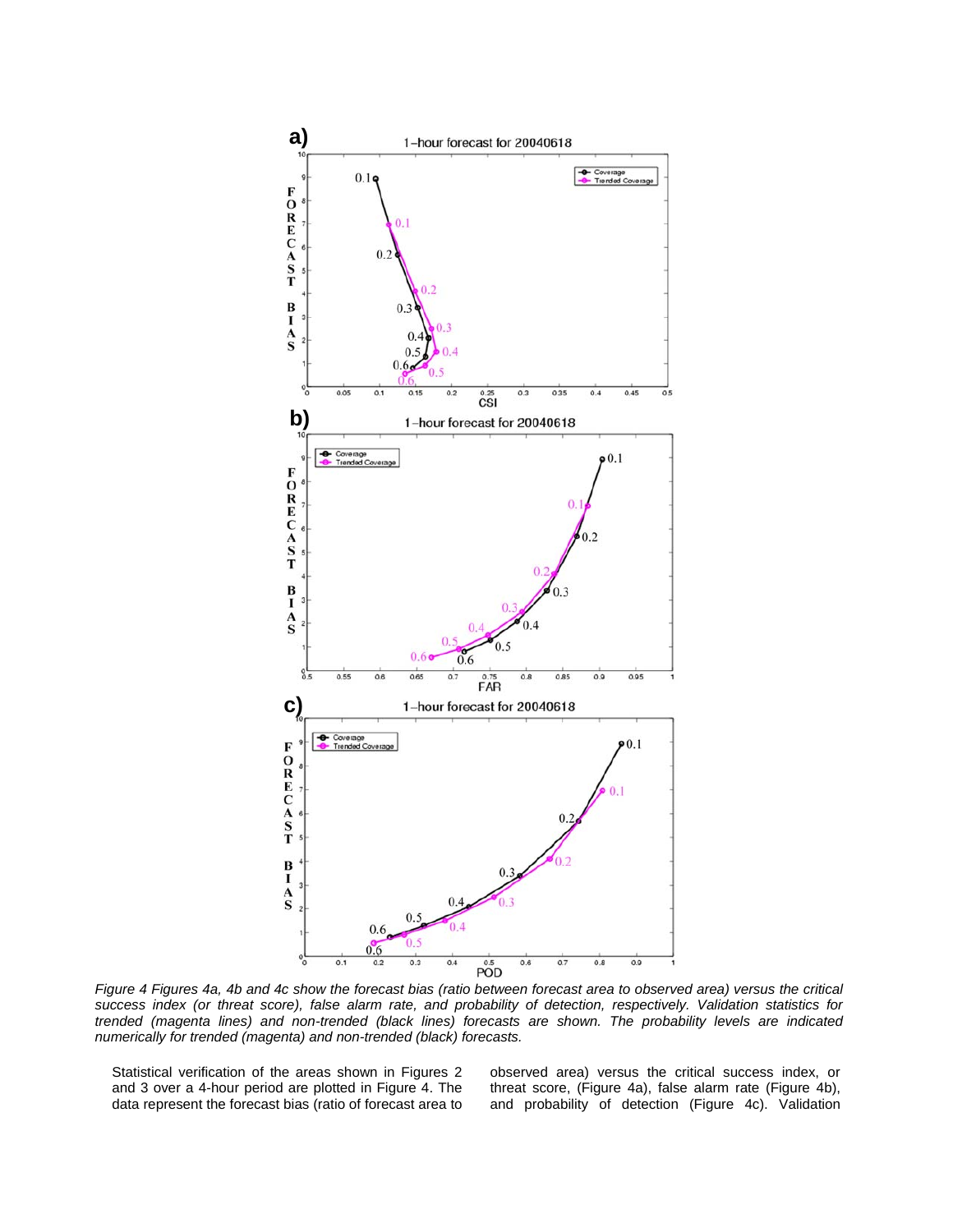*Figure 4 Figures 4a, 4b and 4c show the forecast bias (ratio between forecast area to observed area) versus the critical success index (or threat score), false alarm rate, and probability of detection, respectively. Validation statistics for trended (magenta lines) and non-trended (black lines) forecasts are shown. The probability levels are indicated numerically for trended (magenta) and non-trended (black) forecasts.*

Statistical verification of the areas shown in Figures 2 and 3 over a 4-hour period are plotted in Figure 4. The data represent the forecast bias (ratio of forecast area to observed area) versus the critical success index, or threat score, (Figure 4a), false alarm rate (Figure 4b), and probability of detection (Figure 4c). Validation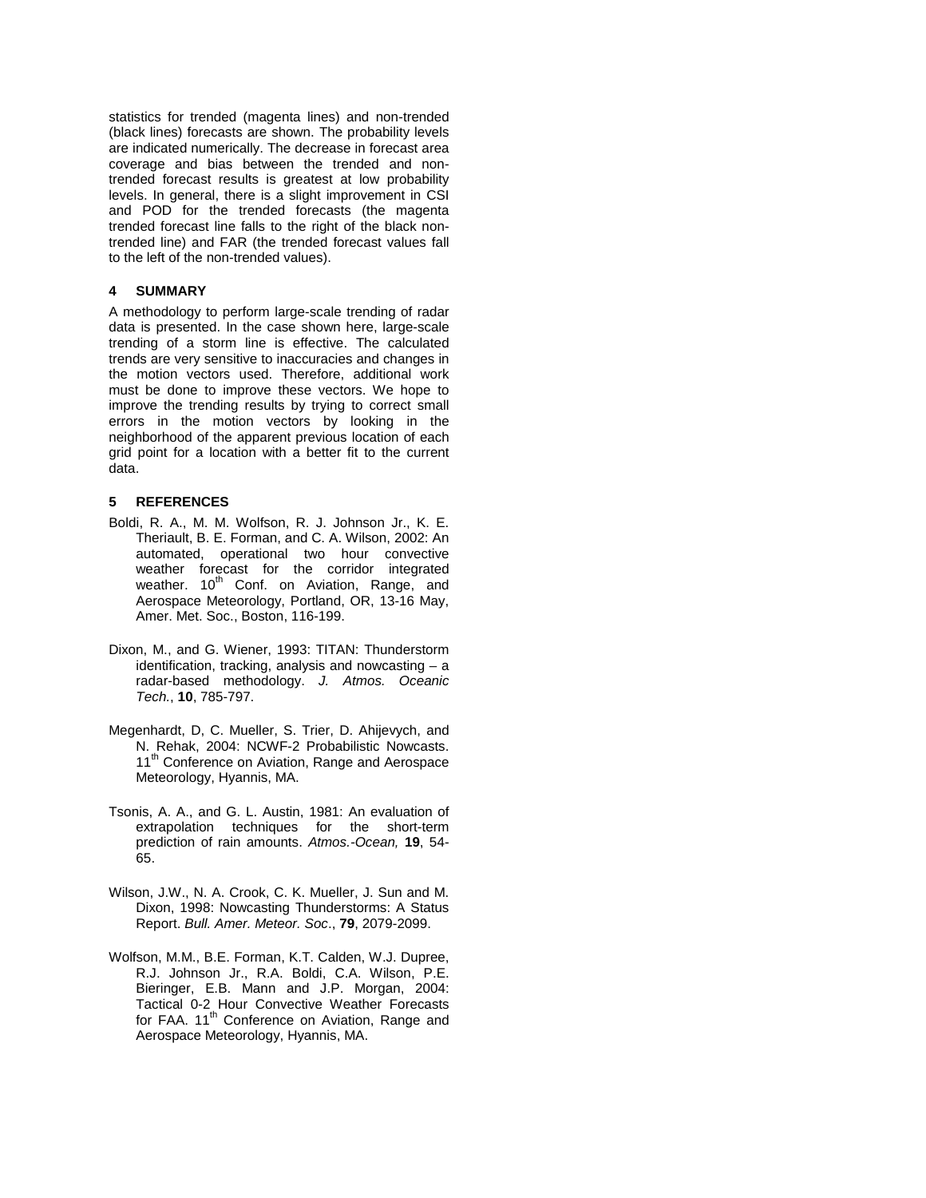statistics for trended (magenta lines) and non-trended (black lines) forecasts are shown. The probability levels are indicated numerically. The decrease in forecast area coverage and bias between the trended and non-trended forecast results is greatest at low probability levels. In general, there is a slight improvement in CSI and POD for the trended forecasts (the magenta trended forecast line falls to the right of the black non-trended line) and FAR (the trended forecast values fall to the left of the non-trended values).

## 4 SUMMARY

A methodology to perform large-scale trending of radar data is presented. In the case shown here, large-scale trending of a storm line is effective. The calculated trends are very sensitive to inaccuracies and changes in the motion vectors used. Therefore, additional work must be done to improve these vectors. We hope to improve the trending results by trying to correct small errors in the motion vectors by looking in the neighborhood of the apparent previous location of each grid point for a location with a better fit to the current data.

## 5 REFERENCES

Boldi, R. A., M. M. Wolfson, R. J. Johnson Jr., K. E. Theriault, B. E. Forman, and C. A. Wilson, 2002: An automated, operational two hour convective weather forecast for the corridor integrated weather. 10th Conf. on Aviation, Range, and Aerospace Meteorology, Portland, OR, 13-16 May, Amer. Met. Soc., Boston, 116-199.

Dixon, M., and G. Wiener, 1993: TITAN: Thunderstorm identification, tracking, analysis and nowcasting – a radar-based methodology. *J. Atmos. Oceanic Tech.*, **10**, 785-797.

Megenhardt, D, C. Mueller, S. Trier, D. Ahijevych, and N. Rehak, 2004: NCWF-2 Probabilistic Nowcasts. 11th Conference on Aviation, Range and Aerospace Meteorology, Hyannis, MA.

Tsonis, A. A., and G. L. Austin, 1981: An evaluation of extrapolation techniques for the short-term prediction of rain amounts. *Atmos.-Ocean,* **19**, 54-65.

Wilson, J.W., N. A. Crook, C. K. Mueller, J. Sun and M. Dixon, 1998: Nowcasting Thunderstorms: A Status Report. *Bull. Amer. Meteor. Soc*., **79**, 2079-2099.

Wolfson, M.M., B.E. Forman, K.T. Calden, W.J. Dupree, R.J. Johnson Jr., R.A. Boldi, C.A. Wilson, P.E. Bieringer, E.B. Mann and J.P. Morgan, 2004: Tactical 0-2 Hour Convective Weather Forecasts for FAA. 11th Conference on Aviation, Range and Aerospace Meteorology, Hyannis, MA.